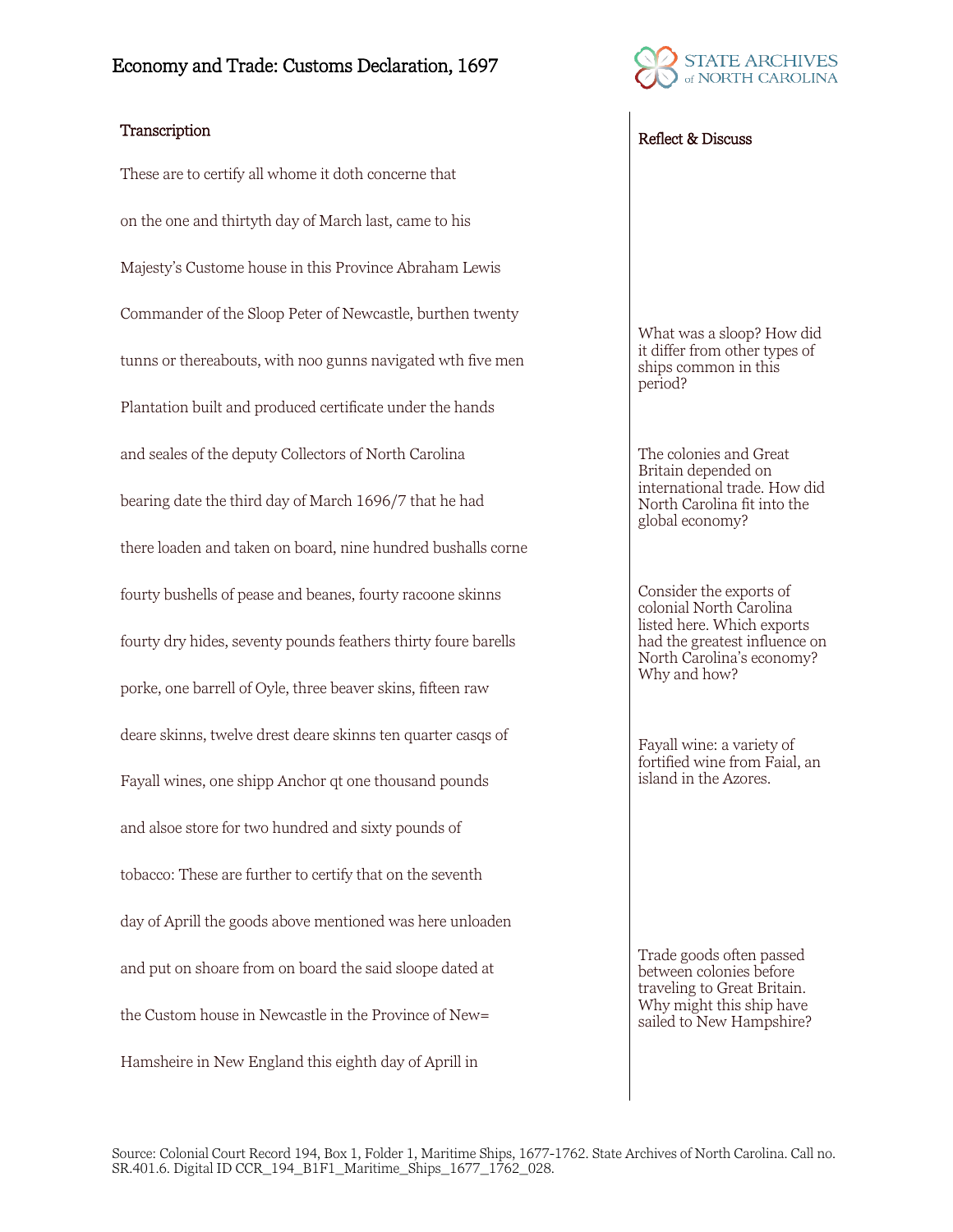# Economy and Trade: Customs Declaration, 1697

STATE ARCHIVES of NORTH CAROLINA

## Transcription

These are to certify all whome it doth concerne that

on the one and thirtyth day of March last, came to his

Majesty's Custome house in this Province Abraham Lewis

Commander of the Sloop Peter of Newcastle, burthen twenty

tunns or thereabouts, with noo gunns navigated wth five men

Plantation built and produced certificate under the hands

and seales of the deputy Collectors of North Carolina

bearing date the third day of March 1696/7 that he had

there loaden and taken on board, nine hundred bushalls corne

fourty bushells of pease and beanes, fourty racoone skinns

fourty dry hides, seventy pounds feathers thirty foure barells

porke, one barrell of Oyle, three beaver skins, fifteen raw

deare skinns, twelve drest deare skinns ten quarter casqs of

Fayall wines, one shipp Anchor qt one thousand pounds

and alsoe store for two hundred and sixty pounds of

tobacco: These are further to certify that on the seventh

day of Aprill the goods above mentioned was here unloaden

and put on shoare from on board the said sloope dated at

the Custom house in Newcastle in the Province of New=

Hamsheire in New England this eighth day of Aprill in

## Reflect & Discuss

What was a sloop? How did it differ from other types of ships common in this period?

The colonies and Great Britain depended on international trade. How did North Carolina fit into the global economy?

Consider the exports of colonial North Carolina listed here. Which exports had the greatest influence on North Carolina's economy? Why and how?

Fayall wine: a variety of fortified wine from Faial, an island in the Azores.

Trade goods often passed between colonies before traveling to Great Britain. Why might this ship have sailed to New Hampshire?

Source: Colonial Court Record 194, Box 1, Folder 1, Maritime Ships, 1677-1762. State Archives of North Carolina. Call no. SR.401.6. Digital ID CCR_194_B1F1_Maritime_Ships_1677_1762_028.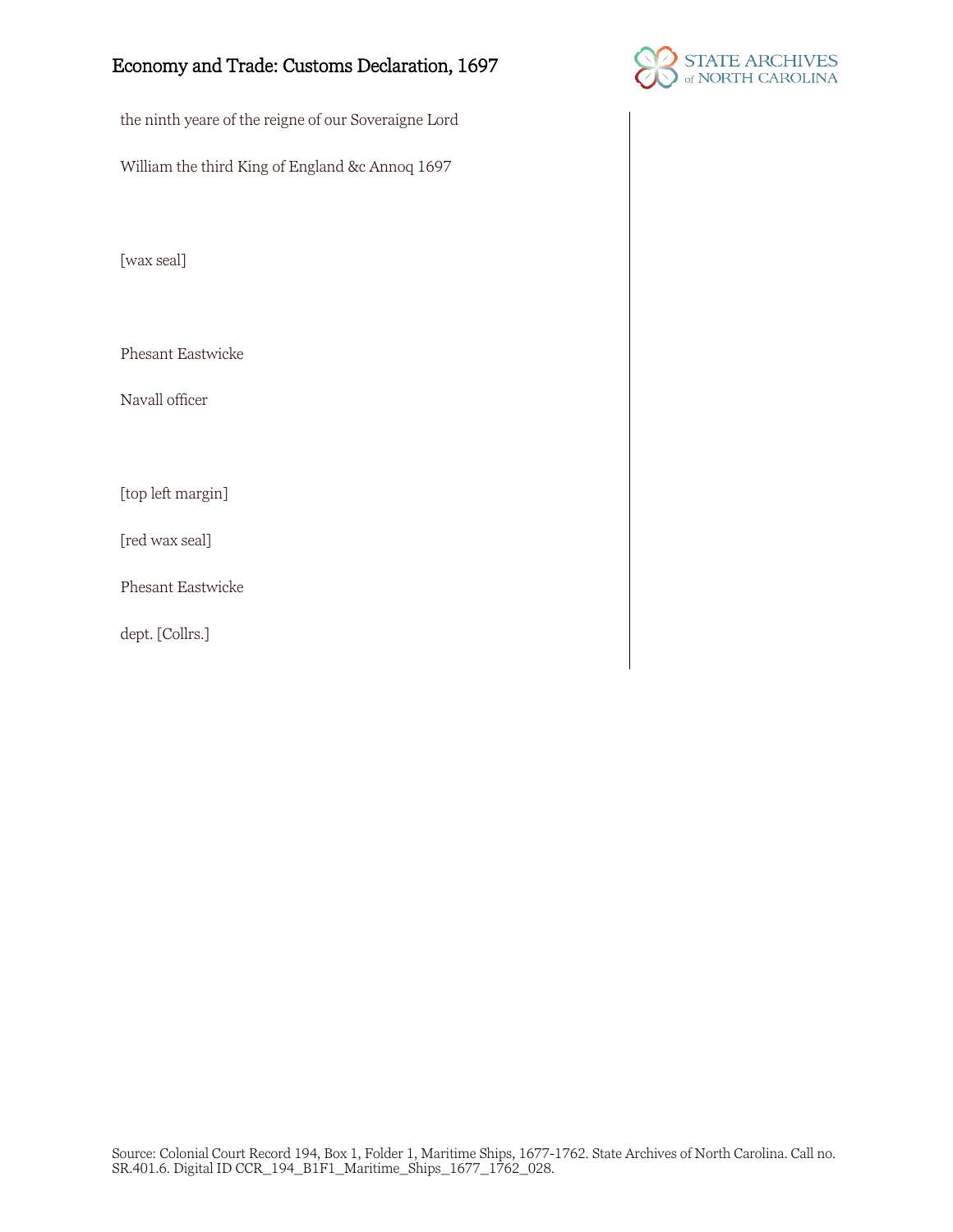the ninth yeare of the reigne of our Soveraigne Lord

William the third King of England &c Annoq 1697

[wax seal]

Phesant Eastwicke

Navall officer

[top left margin]

[red wax seal]

Phesant Eastwicke

dept. [Collrs.]

Source: Colonial Court Record 194, Box 1, Folder 1, Maritime Ships, 1677-1762. State Archives of North Carolina. Call no. SR.401.6. Digital ID CCR_194_B1F1_Maritime_Ships_1677_1762_028.